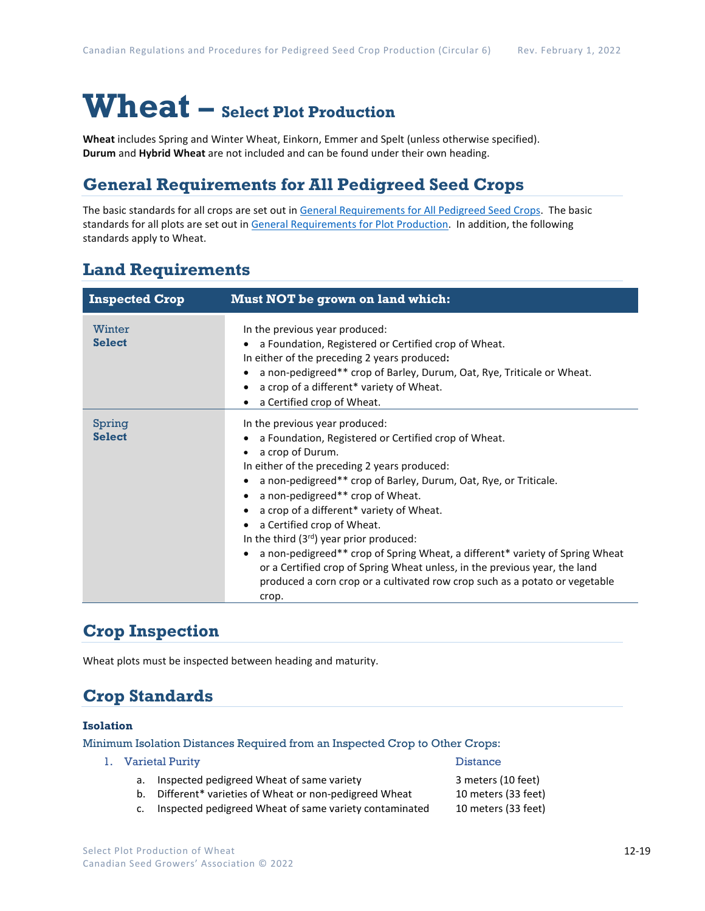# Wheat – Select Plot Production

**Wheat** includes Spring and Winter Wheat, Einkorn, Emmer and Spelt (unless otherwise specified).
**Durum** and **Hybrid Wheat** are not included and can be found under their own heading.

## General Requirements for All Pedigreed Seed Crops

The basic standards for all crops are set out in General Requirements for All Pedigreed Seed Crops. The basic standards for all plots are set out in General Requirements for Plot Production. In addition, the following standards apply to Wheat.

## Land Requirements

| Inspected Crop | Must NOT be grown on land which: |
|---|---|
| Winter **Select** | In the previous year produced:<br>• a Foundation, Registered or Certified crop of Wheat.<br>In either of the preceding 2 years produced**:**<br>• a non-pedigreed** crop of Barley, Durum, Oat, Rye, Triticale or Wheat.<br>• a crop of a different* variety of Wheat.<br>• a Certified crop of Wheat. |
| Spring **Select** | In the previous year produced:<br>• a Foundation, Registered or Certified crop of Wheat.<br>• a crop of Durum.<br>In either of the preceding 2 years produced:<br>• a non-pedigreed** crop of Barley, Durum, Oat, Rye, or Triticale.<br>• a non-pedigreed** crop of Wheat.<br>• a crop of a different* variety of Wheat.<br>• a Certified crop of Wheat.<br>In the third (3rd) year prior produced:<br>• a non-pedigreed** crop of Spring Wheat, a different* variety of Spring Wheat or a Certified crop of Spring Wheat unless, in the previous year, the land produced a corn crop or a cultivated row crop such as a potato or vegetable crop. |

## Crop Inspection

Wheat plots must be inspected between heading and maturity.

## Crop Standards

### Isolation

Minimum Isolation Distances Required from an Inspected Crop to Other Crops:

1. Varietal Purity — Distance
   a. Inspected pedigreed Wheat of same variety — 3 meters (10 feet)
   b. Different* varieties of Wheat or non-pedigreed Wheat — 10 meters (33 feet)
   c. Inspected pedigreed Wheat of same variety contaminated — 10 meters (33 feet)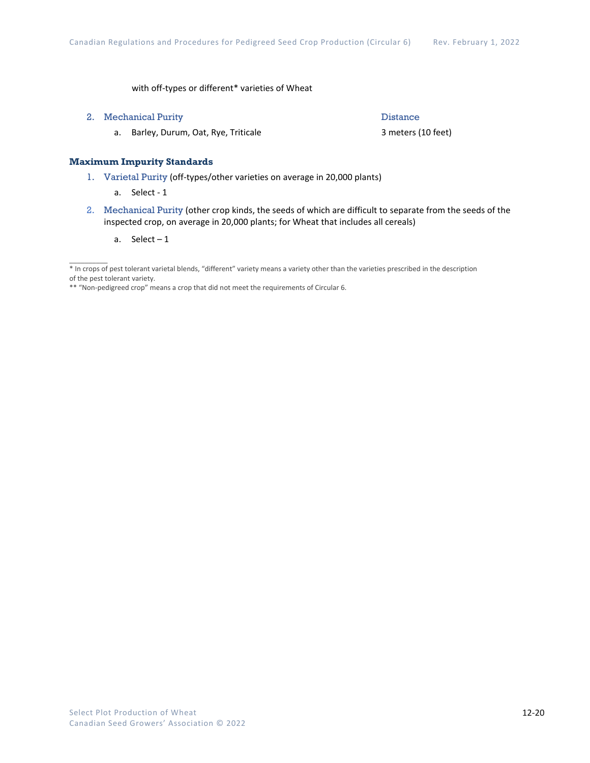with off-types or different* varieties of Wheat

2. Mechanical Purity — Distance
   a. Barley, Durum, Oat, Rye, Triticale — 3 meters (10 feet)

### Maximum Impurity Standards

1. Varietal Purity (off-types/other varieties on average in 20,000 plants)
   a. Select - 1
2. Mechanical Purity (other crop kinds, the seeds of which are difficult to separate from the seeds of the inspected crop, on average in 20,000 plants; for Wheat that includes all cereals)
   a. Select – 1

---

* In crops of pest tolerant varietal blends, "different" variety means a variety other than the varieties prescribed in the description of the pest tolerant variety.

** "Non-pedigreed crop" means a crop that did not meet the requirements of Circular 6.